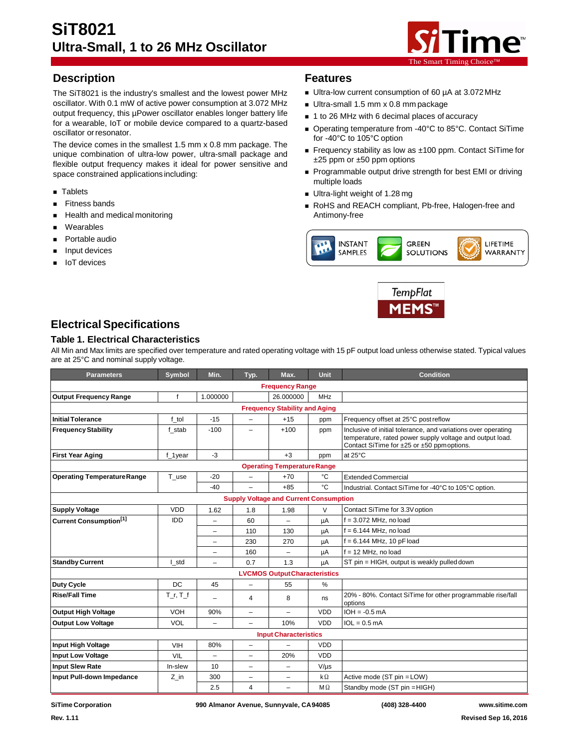# SiT8021

## Ultra-Small, 1 to 26 MHz Oscillator

## Description

The SiT8021 is the industry's smallest and the lowest power MHz oscillator. With 0.1 mW of active power consumption at 3.072 MHz output frequency, this µPower oscillator enables longer battery life for a wearable, IoT or mobile device compared to a quartz-based oscillator or resonator.

The device comes in the smallest 1.5 mm x 0.8 mm package. The unique combination of ultra-low power, ultra-small package and flexible output frequency makes it ideal for power sensitive and space constrained applications including:

- Tablets
- Fitness bands
- Health and medical monitoring
- Wearables
- Portable audio
- Input devices
- IoT devices

## Features

- Ultra-low current consumption of 60 µA at 3.072 MHz
- Ultra-small 1.5 mm x 0.8 mm package
- 1 to 26 MHz with 6 decimal places of accuracy
- Operating temperature from -40°C to 85°C. Contact SiTime for -40°C to 105°C option
- Frequency stability as low as ±100 ppm. Contact SiTime for ±25 ppm or ±50 ppm options
- Programmable output drive strength for best EMI or driving multiple loads
- Ultra-light weight of 1.28 mg
- RoHS and REACH compliant, Pb-free, Halogen-free and Antimony-free

INSTANT SAMPLES | GREEN SOLUTIONS | LIFETIME WARRANTY

TempFlat MEMS™

## Electrical Specifications

### Table 1. Electrical Characteristics

All Min and Max limits are specified over temperature and rated operating voltage with 15 pF output load unless otherwise stated. Typical values are at 25°C and nominal supply voltage.

| Parameters | Symbol | Min. | Typ. | Max. | Unit | Condition |
|---|---|---|---|---|---|---|
| **Frequency Range** | | | | | | |
| **Output Frequency Range** | f | 1.000000 | | 26.000000 | MHz | |
| **Frequency Stability and Aging** | | | | | | |
| **Initial Tolerance** | f_tol | -15 | – | +15 | ppm | Frequency offset at 25°C post reflow |
| **Frequency Stability** | f_stab | -100 | – | +100 | ppm | Inclusive of initial tolerance, and variations over operating temperature, rated power supply voltage and output load. Contact SiTime for ±25 or ±50 ppm options. |
| **First Year Aging** | f_1year | -3 | | +3 | ppm | at 25°C |
| **Operating Temperature Range** | | | | | | |
| **Operating Temperature Range** | T_use | -20 | – | +70 | °C | Extended Commercial |
| | | -40 | – | +85 | °C | Industrial. Contact SiTime for -40°C to 105°C option. |
| **Supply Voltage and Current Consumption** | | | | | | |
| **Supply Voltage** | VDD | 1.62 | 1.8 | 1.98 | V | Contact SiTime for 3.3V option |
| **Current Consumption[1]** | IDD | – | 60 | – | µA | f = 3.072 MHz, no load |
| | | – | 110 | 130 | µA | f = 6.144 MHz, no load |
| | | – | 230 | 270 | µA | f = 6.144 MHz, 10 pF load |
| | | – | 160 | – | µA | f = 12 MHz, no load |
| **Standby Current** | I_std | – | 0.7 | 1.3 | µA | ST pin = HIGH, output is weakly pulled down |
| **LVCMOS Output Characteristics** | | | | | | |
| **Duty Cycle** | DC | 45 | – | 55 | % | |
| **Rise/Fall Time** | T_r, T_f | – | 4 | 8 | ns | 20% - 80%. Contact SiTime for other programmable rise/fall options |
| **Output High Voltage** | VOH | 90% | – | – | VDD | IOH = -0.5 mA |
| **Output Low Voltage** | VOL | – | – | 10% | VDD | IOL = 0.5 mA |
| **Input Characteristics** | | | | | | |
| **Input High Voltage** | VIH | 80% | – | – | VDD | |
| **Input Low Voltage** | VIL | – | – | 20% | VDD | |
| **Input Slew Rate** | In-slew | 10 | – | – | V/µs | |
| **Input Pull-down Impedance** | Z_in | 300 | – | – | kΩ | Active mode (ST pin = LOW) |
| | | 2.5 | 4 | – | MΩ | Standby mode (ST pin = HIGH) |

SiTime Corporation | 990 Almanor Avenue, Sunnyvale, CA 94085 | (408) 328-4400 | www.sitime.com

Rev. 1.11 | Revised Sep 16, 2016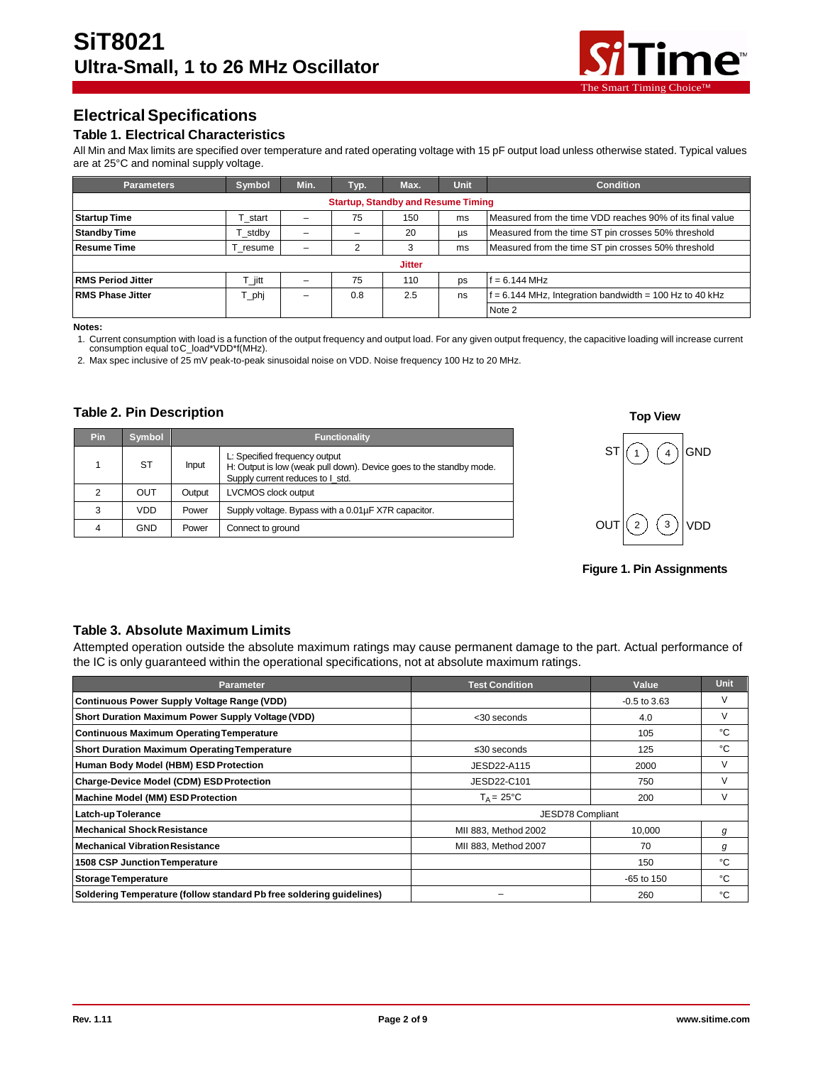## Electrical Specifications

### Table 1. Electrical Characteristics

All Min and Max limits are specified over temperature and rated operating voltage with 15 pF output load unless otherwise stated. Typical values are at 25°C and nominal supply voltage.

| Parameters | Symbol | Min. | Typ. | Max. | Unit | Condition |
|---|---|---|---|---|---|---|
| **Startup, Standby and Resume Timing** | | | | | | |
| **Startup Time** | T_start | – | 75 | 150 | ms | Measured from the time VDD reaches 90% of its final value |
| **Standby Time** | T_stdby | – | – | 20 | µs | Measured from the time ST pin crosses 50% threshold |
| **Resume Time** | T_resume | – | 2 | 3 | ms | Measured from the time ST pin crosses 50% threshold |
| **Jitter** | | | | | | |
| **RMS Period Jitter** | T_jitt | – | 75 | 110 | ps | f = 6.144 MHz |
| **RMS Phase Jitter** | T_phj | – | 0.8 | 2.5 | ns | f = 6.144 MHz, Integration bandwidth = 100 Hz to 40 kHz |
| | | | | | | Note 2 |

**Notes:**

1. Current consumption with load is a function of the output frequency and output load. For any given output frequency, the capacitive loading will increase current consumption equal to C_load*VDD*f(MHz).
2. Max spec inclusive of 25 mV peak-to-peak sinusoidal noise on VDD. Noise frequency 100 Hz to 20 MHz.

### Table 2. Pin Description

| Pin | Symbol | | Functionality |
|---|---|---|---|
| 1 | ST | Input | L: Specified frequency output<br>H: Output is low (weak pull down). Device goes to the standby mode. Supply current reduces to I_std. |
| 2 | OUT | Output | LVCMOS clock output |
| 3 | VDD | Power | Supply voltage. Bypass with a 0.01µF X7R capacitor. |
| 4 | GND | Power | Connect to ground |

**Top View**

| | | | |
|---|---|---|---|
| ST | 1 | 4 | GND |
| OUT | 2 | 3 | VDD |

**Figure 1. Pin Assignments**

### Table 3. Absolute Maximum Limits

Attempted operation outside the absolute maximum ratings may cause permanent damage to the part. Actual performance of the IC is only guaranteed within the operational specifications, not at absolute maximum ratings.

| Parameter | Test Condition | Value | Unit |
|---|---|---|---|
| **Continuous Power Supply Voltage Range (VDD)** | | -0.5 to 3.63 | V |
| **Short Duration Maximum Power Supply Voltage (VDD)** | <30 seconds | 4.0 | V |
| **Continuous Maximum Operating Temperature** | | 105 | °C |
| **Short Duration Maximum Operating Temperature** | ≤30 seconds | 125 | °C |
| **Human Body Model (HBM) ESD Protection** | JESD22-A115 | 2000 | V |
| **Charge-Device Model (CDM) ESD Protection** | JESD22-C101 | 750 | V |
| **Machine Model (MM) ESD Protection** | $T_A$ = 25°C | 200 | V |
| **Latch-up Tolerance** | JESD78 Compliant | | |
| **Mechanical Shock Resistance** | Mil 883, Method 2002 | 10,000 | *g* |
| **Mechanical Vibration Resistance** | Mil 883, Method 2007 | 70 | *g* |
| **1508 CSP Junction Temperature** | | 150 | °C |
| **Storage Temperature** | | -65 to 150 | °C |
| **Soldering Temperature (follow standard Pb free soldering guidelines)** | – | 260 | °C |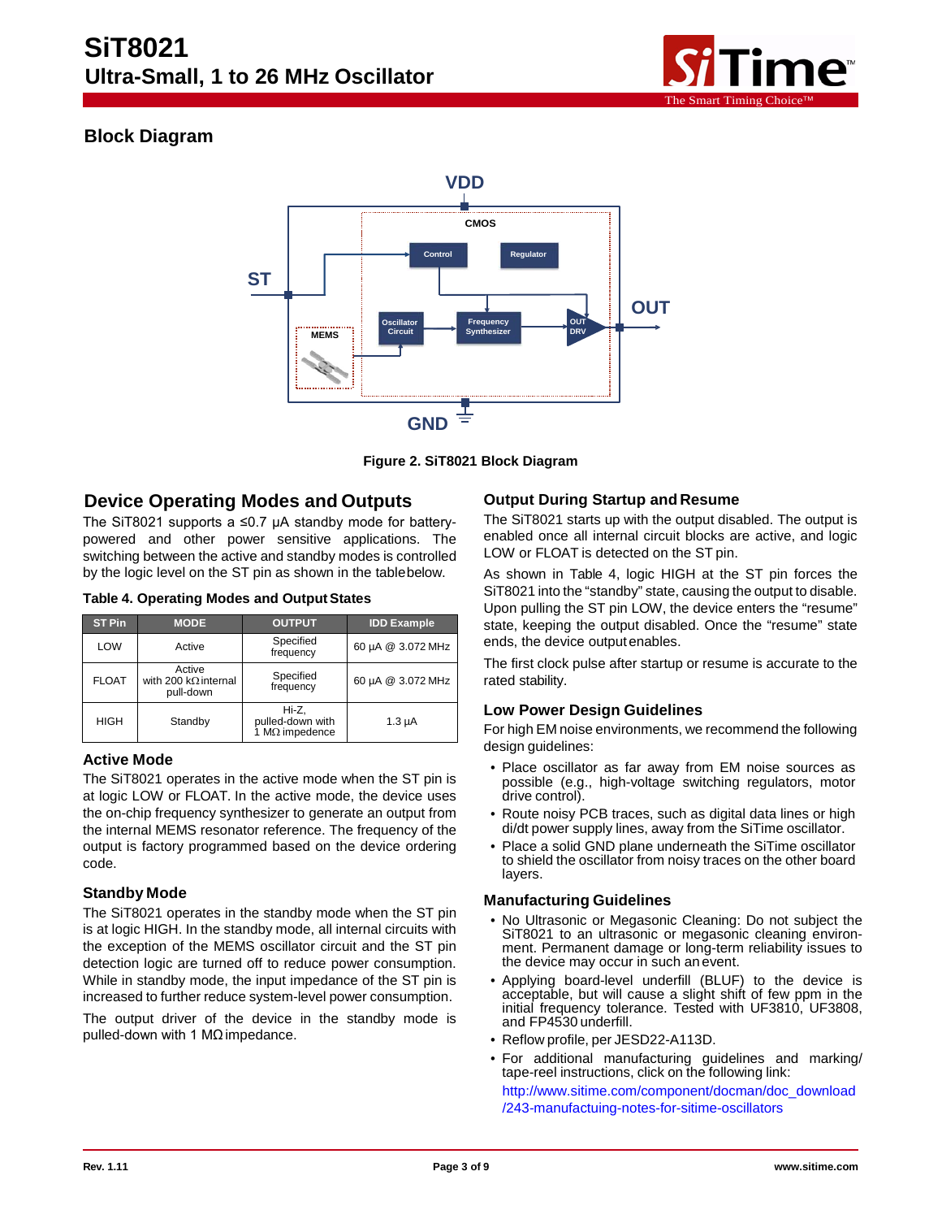## Block Diagram

Figure 2. SiT8021 Block Diagram

## Device Operating Modes and Outputs

The SiT8021 supports a ≤0.7 µA standby mode for battery-powered and other power sensitive applications. The switching between the active and standby modes is controlled by the logic level on the ST pin as shown in the table below.

**Table 4. Operating Modes and Output States**

| ST Pin | MODE | OUTPUT | IDD Example |
|---|---|---|---|
| LOW | Active | Specified frequency | 60 µA @ 3.072 MHz |
| FLOAT | Active with 200 kΩ internal pull-down | Specified frequency | 60 µA @ 3.072 MHz |
| HIGH | Standby | Hi-Z, pulled-down with 1 MΩ impedence | 1.3 µA |

### Active Mode

The SiT8021 operates in the active mode when the ST pin is at logic LOW or FLOAT. In the active mode, the device uses the on-chip frequency synthesizer to generate an output from the internal MEMS resonator reference. The frequency of the output is factory programmed based on the device ordering code.

### Standby Mode

The SiT8021 operates in the standby mode when the ST pin is at logic HIGH. In the standby mode, all internal circuits with the exception of the MEMS oscillator circuit and the ST pin detection logic are turned off to reduce power consumption. While in standby mode, the input impedance of the ST pin is increased to further reduce system-level power consumption.

The output driver of the device in the standby mode is pulled-down with 1 MΩ impedance.

### Output During Startup and Resume

The SiT8021 starts up with the output disabled. The output is enabled once all internal circuit blocks are active, and logic LOW or FLOAT is detected on the ST pin.

As shown in Table 4, logic HIGH at the ST pin forces the SiT8021 into the "standby" state, causing the output to disable. Upon pulling the ST pin LOW, the device enters the "resume" state, keeping the output disabled. Once the "resume" state ends, the device output enables.

The first clock pulse after startup or resume is accurate to the rated stability.

### Low Power Design Guidelines

For high EM noise environments, we recommend the following design guidelines:

- Place oscillator as far away from EM noise sources as possible (e.g., high-voltage switching regulators, motor drive control).
- Route noisy PCB traces, such as digital data lines or high di/dt power supply lines, away from the SiTime oscillator.
- Place a solid GND plane underneath the SiTime oscillator to shield the oscillator from noisy traces on the other board layers.

### Manufacturing Guidelines

- No Ultrasonic or Megasonic Cleaning: Do not subject the SiT8021 to an ultrasonic or megasonic cleaning environment. Permanent damage or long-term reliability issues to the device may occur in such an event.
- Applying board-level underfill (BLUF) to the device is acceptable, but will cause a slight shift of few ppm in the initial frequency tolerance. Tested with UF3810, UF3808, and FP4530 underfill.
- Reflow profile, per JESD22-A113D.
- For additional manufacturing guidelines and marking/tape-reel instructions, click on the following link:
  http://www.sitime.com/component/docman/doc_download/243-manufactuing-notes-for-sitime-oscillators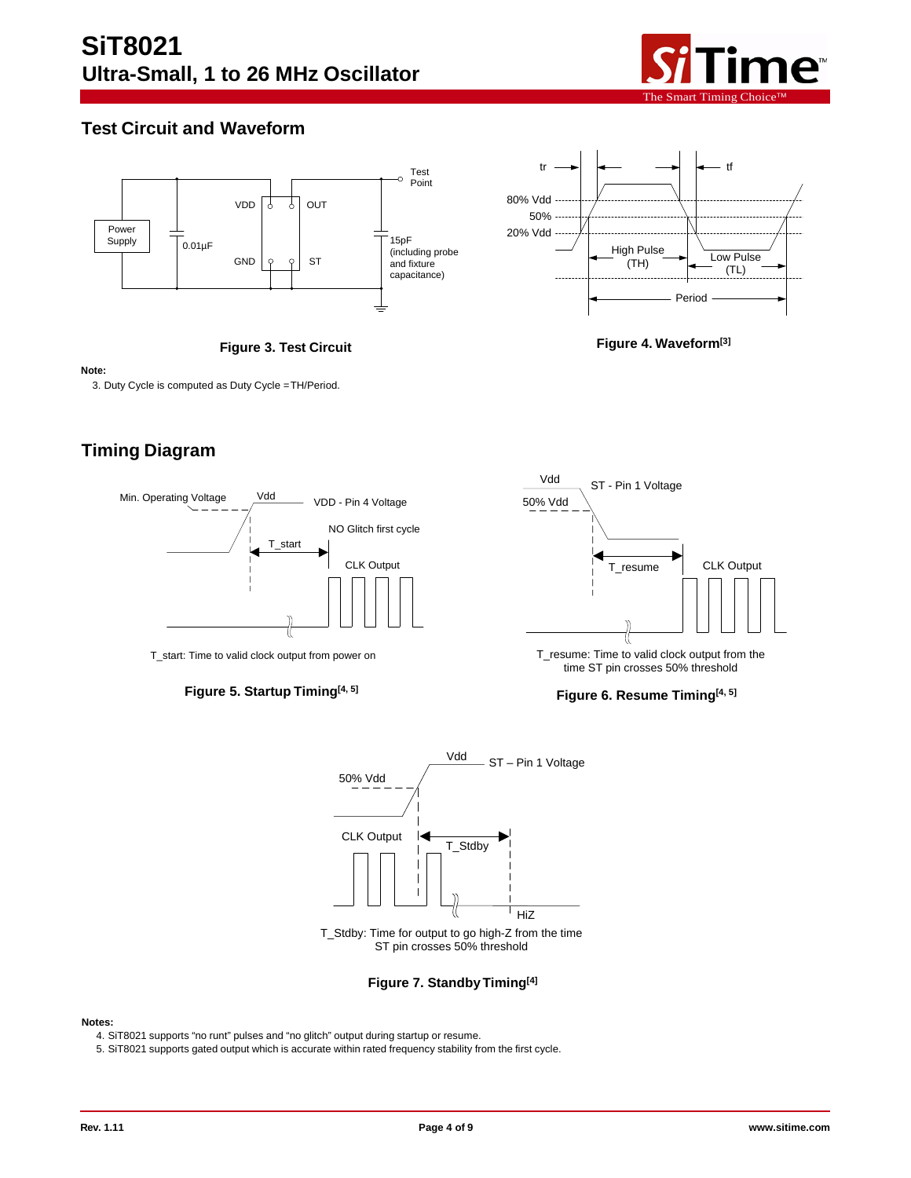## Test Circuit and Waveform

Figure 3. Test Circuit

Figure 4. Waveform[3]

**Note:**

3. Duty Cycle is computed as Duty Cycle =TH/Period.

## Timing Diagram

T_start: Time to valid clock output from power on

Figure 5. Startup Timing[4, 5]

T_resume: Time to valid clock output from the time ST pin crosses 50% threshold

Figure 6. Resume Timing[4, 5]

T_Stdby: Time for output to go high-Z from the time ST pin crosses 50% threshold

Figure 7. Standby Timing[4]

**Notes:**

4. SiT8021 supports "no runt" pulses and "no glitch" output during startup or resume.
5. SiT8021 supports gated output which is accurate within rated frequency stability from the first cycle.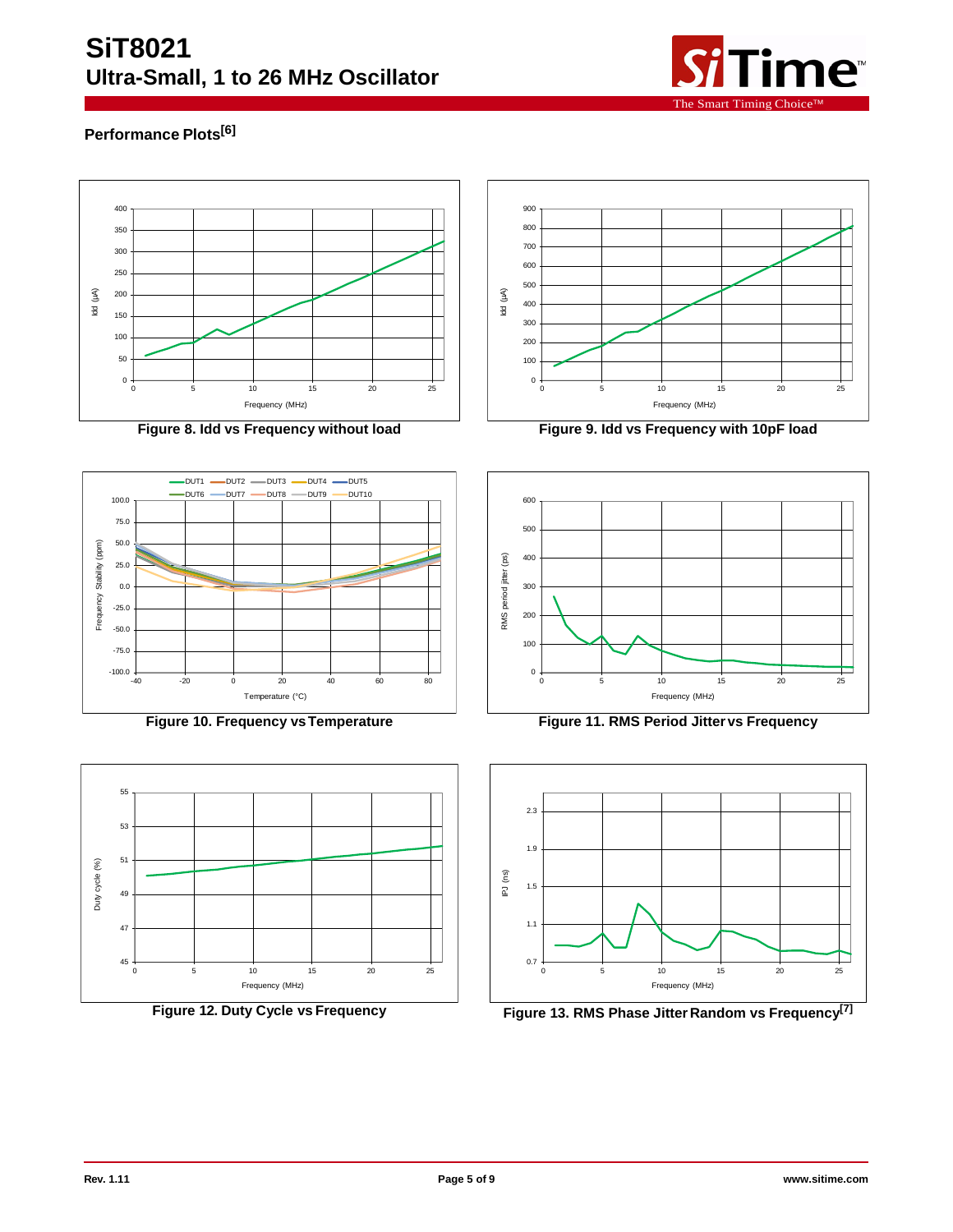### Performance Plots[6]

Figure 8. Idd vs Frequency without load

Figure 9. Idd vs Frequency with 10pF load

Figure 10. Frequency vs Temperature

Figure 11. RMS Period Jitter vs Frequency

Figure 12. Duty Cycle vs Frequency

Figure 13. RMS Phase Jitter Random vs Frequency[7]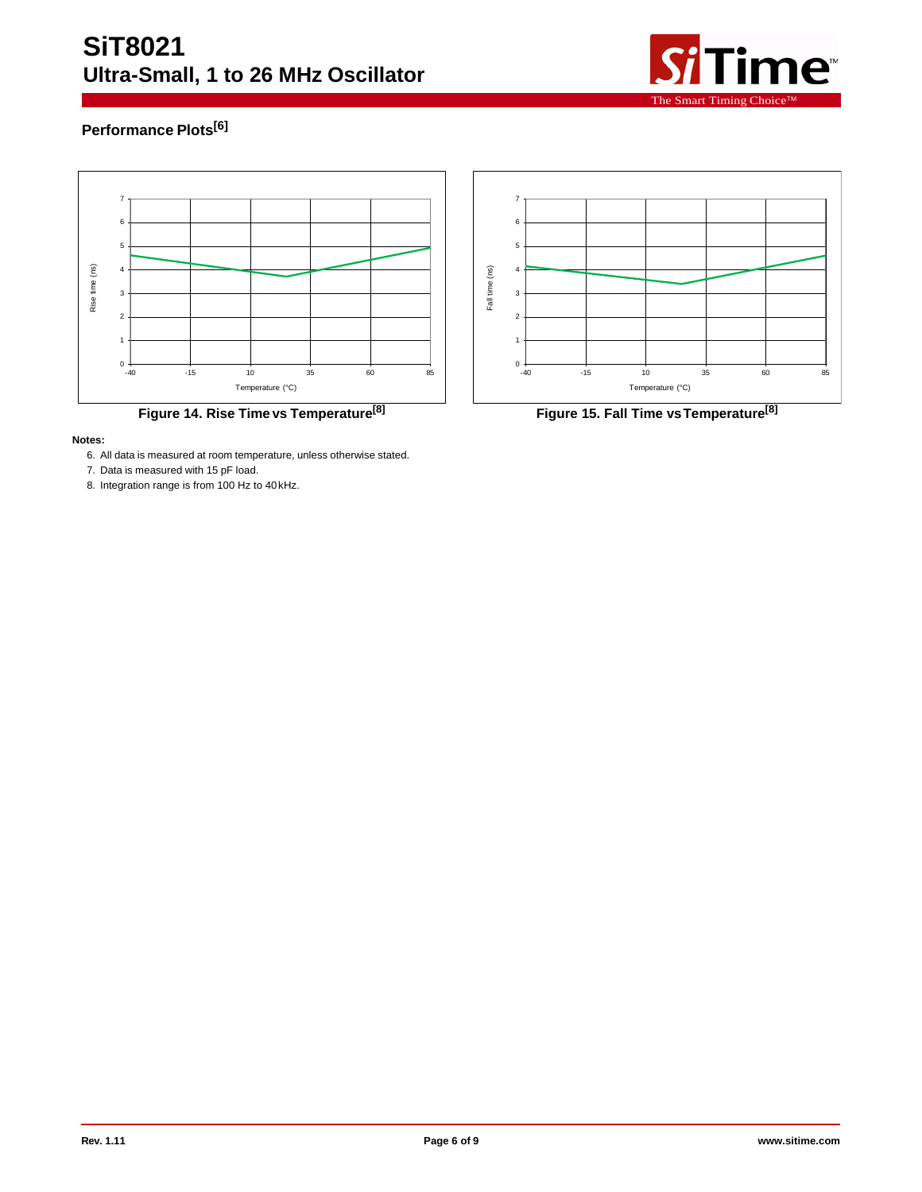## Performance Plots[6]

Figure 14. Rise Time vs Temperature[8]

Figure 15. Fall Time vs Temperature[8]

**Notes:**

6. All data is measured at room temperature, unless otherwise stated.
7. Data is measured with 15 pF load.
8. Integration range is from 100 Hz to 40 kHz.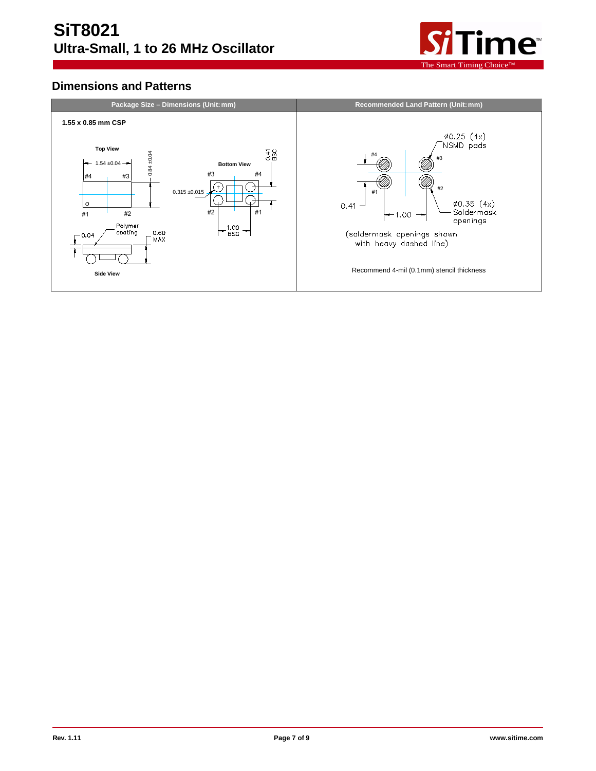## Dimensions and Patterns

| Package Size – Dimensions (Unit: mm) | Recommended Land Pattern (Unit: mm) |
|---|---|
| **1.55 x 0.85 mm CSP** | |
| **Top View**: 1.54 ±0.04; 0.84 ±0.04; #4, #3, #1, #2 | ø0.25 (4x) NSMD pads; #4, #3, #1, #2 |
| **Bottom View**: 0.41 BSC; 0.315 ±0.015; 1.00 BSC; #3, #4, #2, #1 | 0.41; 1.00; ø0.35 (4x) Soldermask openings |
| **Side View**: 0.04; Polymer coating; 0.60 MAX | (soldermask openings shown with heavy dashed line) |
| | Recommend 4-mil (0.1mm) stencil thickness |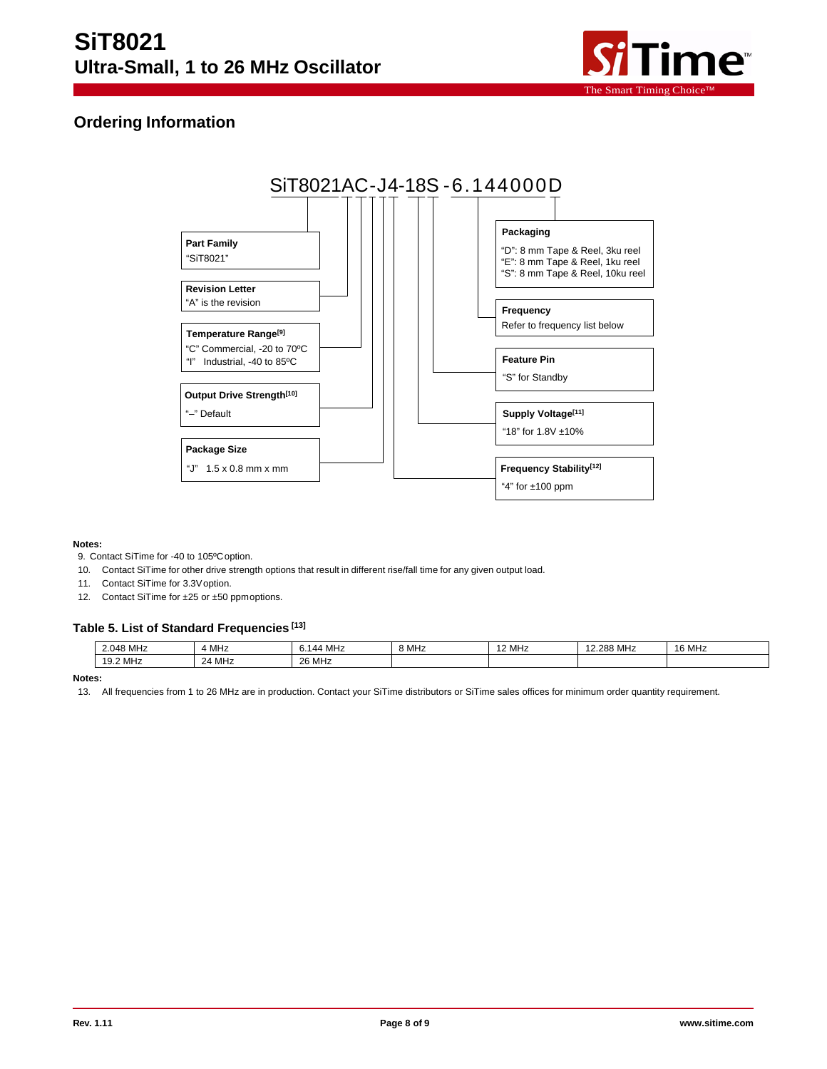## Ordering Information

SiT8021AC-J4-18S-6.144000D

**Part Family**
"SiT8021"

**Revision Letter**
"A" is the revision

**Temperature Range**[9]
"C" Commercial, -20 to 70ºC
"I" Industrial, -40 to 85ºC

**Output Drive Strength**[10]
"–" Default

**Package Size**
"J" 1.5 x 0.8 mm x mm

**Packaging**
"D": 8 mm Tape & Reel, 3ku reel
"E": 8 mm Tape & Reel, 1ku reel
"S": 8 mm Tape & Reel, 10ku reel

**Frequency**
Refer to frequency list below

**Feature Pin**
"S" for Standby

**Supply Voltage**[11]
"18" for 1.8V ±10%

**Frequency Stability**[12]
"4" for ±100 ppm

**Notes:**

9. Contact SiTime for -40 to 105ºC option.
10. Contact SiTime for other drive strength options that result in different rise/fall time for any given output load.
11. Contact SiTime for 3.3V option.
12. Contact SiTime for ±25 or ±50 ppm options.

### Table 5. List of Standard Frequencies [13]

| | | | | | | |
|---|---|---|---|---|---|---|
| 2.048 MHz | 4 MHz | 6.144 MHz | 8 MHz | 12 MHz | 12.288 MHz | 16 MHz |
| 19.2 MHz | 24 MHz | 26 MHz | | | | |

**Notes:**

13. All frequencies from 1 to 26 MHz are in production. Contact your SiTime distributors or SiTime sales offices for minimum order quantity requirement.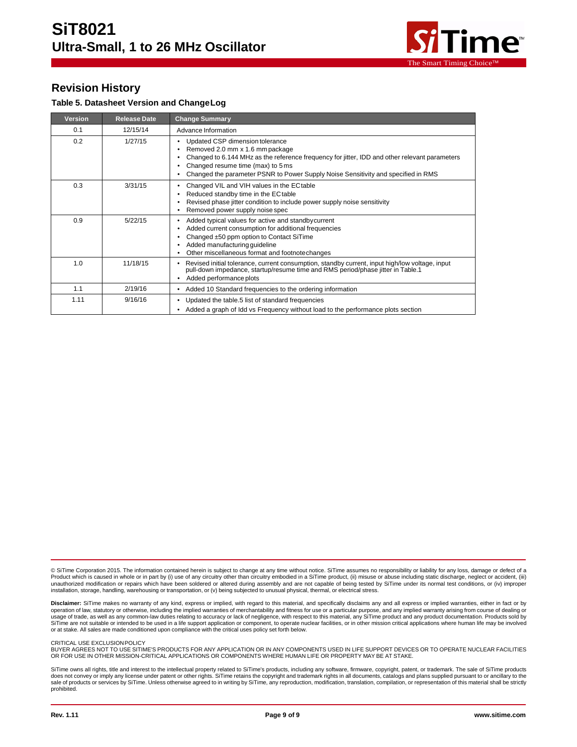## Revision History

### Table 5. Datasheet Version and ChangeLog

| Version | Release Date | Change Summary |
|---|---|---|
| 0.1 | 12/15/14 | Advance Information |
| 0.2 | 1/27/15 | • Updated CSP dimension tolerance<br>• Removed 2.0 mm x 1.6 mm package<br>• Changed to 6.144 MHz as the reference frequency for jitter, IDD and other relevant parameters<br>• Changed resume time (max) to 5 ms<br>• Changed the parameter PSNR to Power Supply Noise Sensitivity and specified in RMS |
| 0.3 | 3/31/15 | • Changed VIL and VIH values in the EC table<br>• Reduced standby time in the EC table<br>• Revised phase jitter condition to include power supply noise sensitivity<br>• Removed power supply noise spec |
| 0.9 | 5/22/15 | • Added typical values for active and standby current<br>• Added current consumption for additional frequencies<br>• Changed ±50 ppm option to Contact SiTime<br>• Added manufacturing guideline<br>• Other miscellaneous format and footnote changes |
| 1.0 | 11/18/15 | • Revised initial tolerance, current consumption, standby current, input high/low voltage, input pull-down impedance, startup/resume time and RMS period/phase jitter in Table.1<br>• Added performance plots |
| 1.1 | 2/19/16 | • Added 10 Standard frequencies to the ordering information |
| 1.11 | 9/16/16 | • Updated the table.5 list of standard frequencies<br>• Added a graph of Idd vs Frequency without load to the performance plots section |

© SiTime Corporation 2015. The information contained herein is subject to change at any time without notice. SiTime assumes no responsibility or liability for any loss, damage or defect of a Product which is caused in whole or in part by (i) use of any circuitry other than circuitry embodied in a SiTime product, (ii) misuse or abuse including static discharge, neglect or accident, (iii) unauthorized modification or repairs which have been soldered or altered during assembly and are not capable of being tested by SiTime under its normal test conditions, or (iv) improper installation, storage, handling, warehousing or transportation, or (v) being subjected to unusual physical, thermal, or electrical stress.

**Disclaimer:** SiTime makes no warranty of any kind, express or implied, with regard to this material, and specifically disclaims any and all express or implied warranties, either in fact or by operation of law, statutory or otherwise, including the implied warranties of merchantability and fitness for use or a particular purpose, and any implied warranty arising from course of dealing or usage of trade, as well as any common-law duties relating to accuracy or lack of negligence, with respect to this material, any SiTime product and any product documentation. Products sold by SiTime are not suitable or intended to be used in a life support application or component, to operate nuclear facilities, or in other mission critical applications where human life may be involved or at stake. All sales are made conditioned upon compliance with the critical uses policy set forth below.

CRITICAL USE EXCLUSION POLICY
BUYER AGREES NOT TO USE SITIME'S PRODUCTS FOR ANY APPLICATION OR IN ANY COMPONENTS USED IN LIFE SUPPORT DEVICES OR TO OPERATE NUCLEAR FACILITIES OR FOR USE IN OTHER MISSION-CRITICAL APPLICATIONS OR COMPONENTS WHERE HUMAN LIFE OR PROPERTY MAY BE AT STAKE.

SiTime owns all rights, title and interest to the intellectual property related to SiTime's products, including any software, firmware, copyright, patent, or trademark. The sale of SiTime products does not convey or imply any license under patent or other rights. SiTime retains the copyright and trademark rights in all documents, catalogs and plans supplied pursuant to or ancillary to the sale of products or services by SiTime. Unless otherwise agreed to in writing by SiTime, any reproduction, modification, translation, compilation, or representation of this material shall be strictly prohibited.